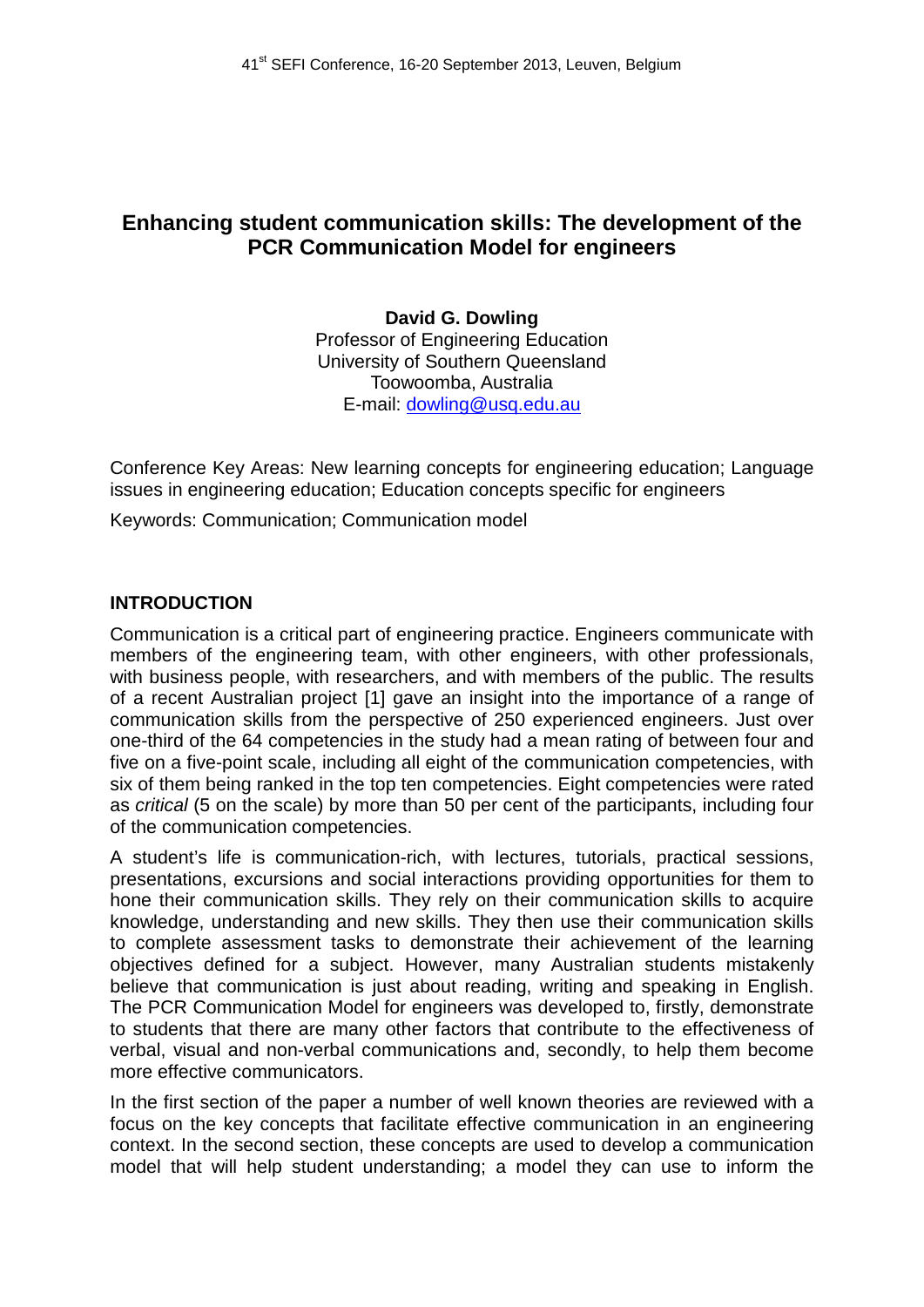# Enhancing student communication skills: The development of the PCR Communication Model for engineers

**David G. Dowling**
Professor of Engineering Education
University of Southern Queensland
Toowoomba, Australia
E-mail: dowling@usq.edu.au

Conference Key Areas: New learning concepts for engineering education; Language issues in engineering education; Education concepts specific for engineers

Keywords: Communication; Communication model

## INTRODUCTION

Communication is a critical part of engineering practice. Engineers communicate with members of the engineering team, with other engineers, with other professionals, with business people, with researchers, and with members of the public. The results of a recent Australian project [1] gave an insight into the importance of a range of communication skills from the perspective of 250 experienced engineers. Just over one-third of the 64 competencies in the study had a mean rating of between four and five on a five-point scale, including all eight of the communication competencies, with six of them being ranked in the top ten competencies. Eight competencies were rated as *critical* (5 on the scale) by more than 50 per cent of the participants, including four of the communication competencies.

A student's life is communication-rich, with lectures, tutorials, practical sessions, presentations, excursions and social interactions providing opportunities for them to hone their communication skills. They rely on their communication skills to acquire knowledge, understanding and new skills. They then use their communication skills to complete assessment tasks to demonstrate their achievement of the learning objectives defined for a subject. However, many Australian students mistakenly believe that communication is just about reading, writing and speaking in English. The PCR Communication Model for engineers was developed to, firstly, demonstrate to students that there are many other factors that contribute to the effectiveness of verbal, visual and non-verbal communications and, secondly, to help them become more effective communicators.

In the first section of the paper a number of well known theories are reviewed with a focus on the key concepts that facilitate effective communication in an engineering context. In the second section, these concepts are used to develop a communication model that will help student understanding; a model they can use to inform the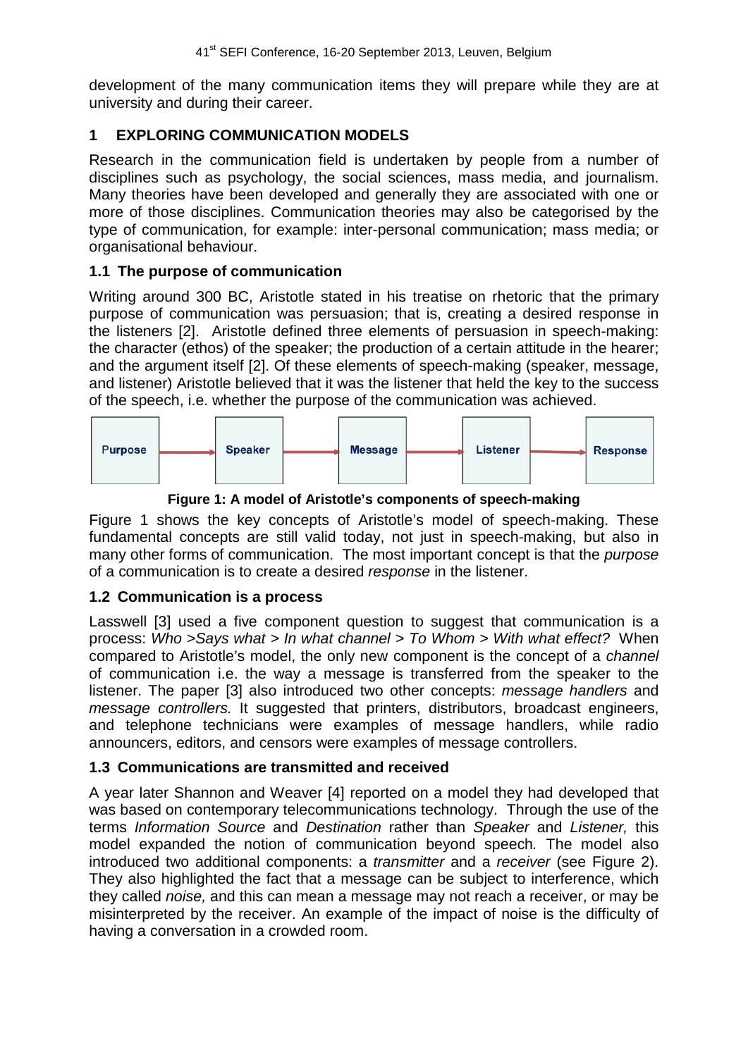development of the many communication items they will prepare while they are at university and during their career.

## 1 EXPLORING COMMUNICATION MODELS

Research in the communication field is undertaken by people from a number of disciplines such as psychology, the social sciences, mass media, and journalism. Many theories have been developed and generally they are associated with one or more of those disciplines. Communication theories may also be categorised by the type of communication, for example: inter-personal communication; mass media; or organisational behaviour.

### 1.1 The purpose of communication

Writing around 300 BC, Aristotle stated in his treatise on rhetoric that the primary purpose of communication was persuasion; that is, creating a desired response in the listeners [2]. Aristotle defined three elements of persuasion in speech-making: the character (ethos) of the speaker; the production of a certain attitude in the hearer; and the argument itself [2]. Of these elements of speech-making (speaker, message, and listener) Aristotle believed that it was the listener that held the key to the success of the speech, i.e. whether the purpose of the communication was achieved.

Purpose → Speaker → Message → Listener → Response

**Figure 1: A model of Aristotle's components of speech-making**

Figure 1 shows the key concepts of Aristotle's model of speech-making. These fundamental concepts are still valid today, not just in speech-making, but also in many other forms of communication. The most important concept is that the *purpose* of a communication is to create a desired *response* in the listener.

### 1.2 Communication is a process

Lasswell [3] used a five component question to suggest that communication is a process: *Who >Says what > In what channel > To Whom > With what effect?* When compared to Aristotle's model, the only new component is the concept of a *channel* of communication i.e. the way a message is transferred from the speaker to the listener. The paper [3] also introduced two other concepts: *message handlers* and *message controllers.* It suggested that printers, distributors, broadcast engineers, and telephone technicians were examples of message handlers, while radio announcers, editors, and censors were examples of message controllers.

### 1.3 Communications are transmitted and received

A year later Shannon and Weaver [4] reported on a model they had developed that was based on contemporary telecommunications technology. Through the use of the terms *Information Source* and *Destination* rather than *Speaker* and *Listener,* this model expanded the notion of communication beyond speech*.* The model also introduced two additional components: a *transmitter* and a *receiver* (see Figure 2). They also highlighted the fact that a message can be subject to interference, which they called *noise,* and this can mean a message may not reach a receiver, or may be misinterpreted by the receiver. An example of the impact of noise is the difficulty of having a conversation in a crowded room.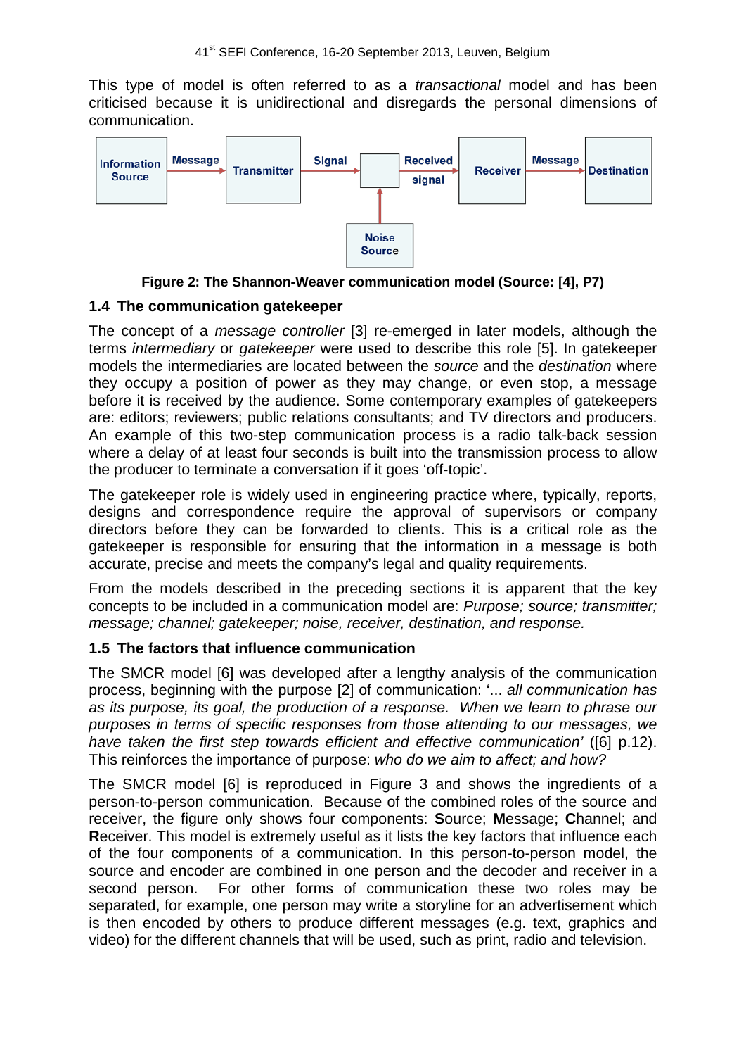This type of model is often referred to as a *transactional* model and has been criticised because it is unidirectional and disregards the personal dimensions of communication.

Figure 2: The Shannon-Weaver communication model (Source: [4], P7)

### 1.4 The communication gatekeeper

The concept of a *message controller* [3] re-emerged in later models, although the terms *intermediary* or *gatekeeper* were used to describe this role [5]. In gatekeeper models the intermediaries are located between the *source* and the *destination* where they occupy a position of power as they may change, or even stop, a message before it is received by the audience. Some contemporary examples of gatekeepers are: editors; reviewers; public relations consultants; and TV directors and producers. An example of this two-step communication process is a radio talk-back session where a delay of at least four seconds is built into the transmission process to allow the producer to terminate a conversation if it goes 'off-topic'.

The gatekeeper role is widely used in engineering practice where, typically, reports, designs and correspondence require the approval of supervisors or company directors before they can be forwarded to clients. This is a critical role as the gatekeeper is responsible for ensuring that the information in a message is both accurate, precise and meets the company's legal and quality requirements.

From the models described in the preceding sections it is apparent that the key concepts to be included in a communication model are: *Purpose; source; transmitter; message; channel; gatekeeper; noise, receiver, destination, and response.*

### 1.5 The factors that influence communication

The SMCR model [6] was developed after a lengthy analysis of the communication process, beginning with the purpose [2] of communication: '... *all communication has as its purpose, its goal, the production of a response. When we learn to phrase our purposes in terms of specific responses from those attending to our messages, we have taken the first step towards efficient and effective communication'* ([6] p.12). This reinforces the importance of purpose: *who do we aim to affect; and how?*

The SMCR model [6] is reproduced in Figure 3 and shows the ingredients of a person-to-person communication. Because of the combined roles of the source and receiver, the figure only shows four components: **S**ource; **M**essage; **C**hannel; and **R**eceiver. This model is extremely useful as it lists the key factors that influence each of the four components of a communication. In this person-to-person model, the source and encoder are combined in one person and the decoder and receiver in a second person. For other forms of communication these two roles may be separated, for example, one person may write a storyline for an advertisement which is then encoded by others to produce different messages (e.g. text, graphics and video) for the different channels that will be used, such as print, radio and television.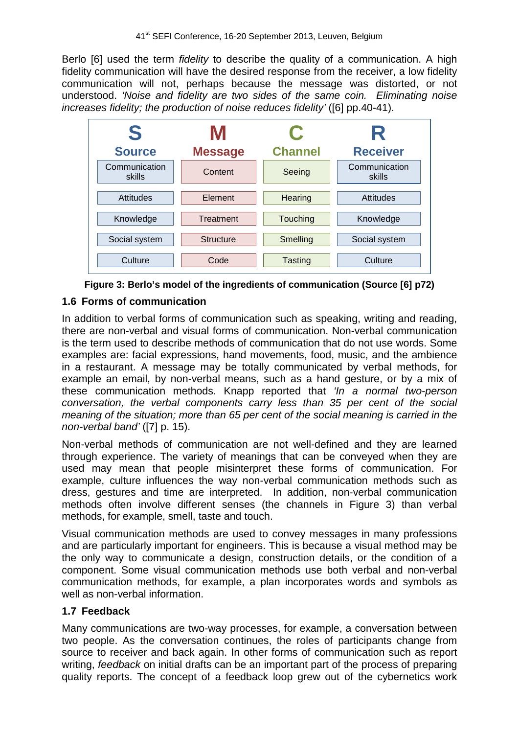Berlo [6] used the term *fidelity* to describe the quality of a communication. A high fidelity communication will have the desired response from the receiver, a low fidelity communication will not, perhaps because the message was distorted, or not understood. *'Noise and fidelity are two sides of the same coin. Eliminating noise increases fidelity; the production of noise reduces fidelity'* ([6] pp.40-41).

| S<br>Source | M<br>Message | C<br>Channel | R<br>Receiver |
|---|---|---|---|
| Communication skills | Content | Seeing | Communication skills |
| Attitudes | Element | Hearing | Attitudes |
| Knowledge | Treatment | Touching | Knowledge |
| Social system | Structure | Smelling | Social system |
| Culture | Code | Tasting | Culture |

**Figure 3: Berlo's model of the ingredients of communication (Source [6] p72)**

### 1.6 Forms of communication

In addition to verbal forms of communication such as speaking, writing and reading, there are non-verbal and visual forms of communication. Non-verbal communication is the term used to describe methods of communication that do not use words. Some examples are: facial expressions, hand movements, food, music, and the ambience in a restaurant. A message may be totally communicated by verbal methods, for example an email, by non-verbal means, such as a hand gesture, or by a mix of these communication methods. Knapp reported that *'In a normal two-person conversation, the verbal components carry less than 35 per cent of the social meaning of the situation; more than 65 per cent of the social meaning is carried in the non-verbal band'* ([7] p. 15).

Non-verbal methods of communication are not well-defined and they are learned through experience. The variety of meanings that can be conveyed when they are used may mean that people misinterpret these forms of communication. For example, culture influences the way non-verbal communication methods such as dress, gestures and time are interpreted. In addition, non-verbal communication methods often involve different senses (the channels in Figure 3) than verbal methods, for example, smell, taste and touch.

Visual communication methods are used to convey messages in many professions and are particularly important for engineers. This is because a visual method may be the only way to communicate a design, construction details, or the condition of a component. Some visual communication methods use both verbal and non-verbal communication methods, for example, a plan incorporates words and symbols as well as non-verbal information.

### 1.7 Feedback

Many communications are two-way processes, for example, a conversation between two people. As the conversation continues, the roles of participants change from source to receiver and back again. In other forms of communication such as report writing, *feedback* on initial drafts can be an important part of the process of preparing quality reports. The concept of a feedback loop grew out of the cybernetics work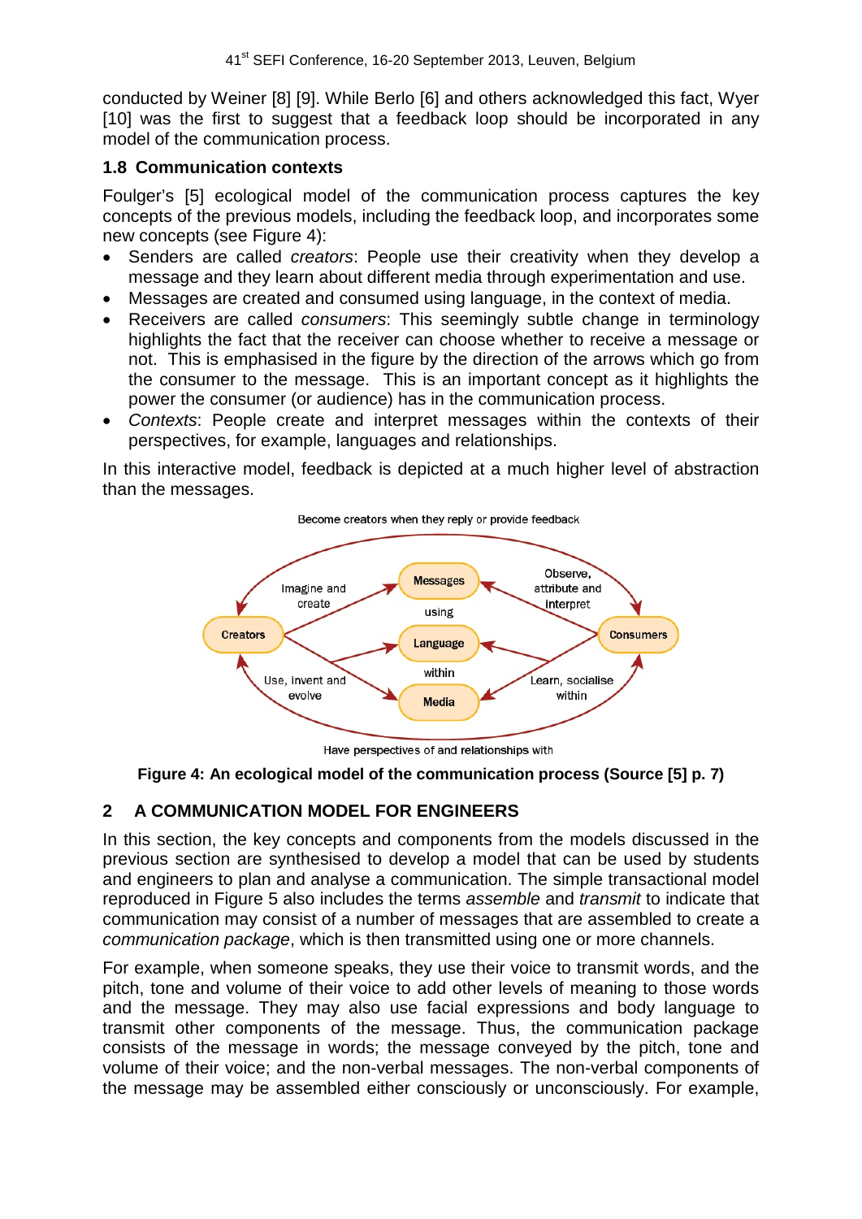conducted by Weiner [8] [9]. While Berlo [6] and others acknowledged this fact, Wyer [10] was the first to suggest that a feedback loop should be incorporated in any model of the communication process.

### 1.8 Communication contexts

Foulger's [5] ecological model of the communication process captures the key concepts of the previous models, including the feedback loop, and incorporates some new concepts (see Figure 4):

- Senders are called *creators*: People use their creativity when they develop a message and they learn about different media through experimentation and use.
- Messages are created and consumed using language, in the context of media.
- Receivers are called *consumers*: This seemingly subtle change in terminology highlights the fact that the receiver can choose whether to receive a message or not. This is emphasised in the figure by the direction of the arrows which go from the consumer to the message. This is an important concept as it highlights the power the consumer (or audience) has in the communication process.
- *Contexts*: People create and interpret messages within the contexts of their perspectives, for example, languages and relationships.

In this interactive model, feedback is depicted at a much higher level of abstraction than the messages.

Become creators when they reply or provide feedback

Creators — Imagine and create → Messages; Use, invent and evolve → Language, Media

Messages — using — Language — within — Media

Consumers — Observe, attribute and interpret → Messages; Learn, socialise within → Language, Media

Have perspectives of and relationships with

**Figure 4: An ecological model of the communication process (Source [5] p. 7)**

## 2 A COMMUNICATION MODEL FOR ENGINEERS

In this section, the key concepts and components from the models discussed in the previous section are synthesised to develop a model that can be used by students and engineers to plan and analyse a communication. The simple transactional model reproduced in Figure 5 also includes the terms *assemble* and *transmit* to indicate that communication may consist of a number of messages that are assembled to create a *communication package*, which is then transmitted using one or more channels.

For example, when someone speaks, they use their voice to transmit words, and the pitch, tone and volume of their voice to add other levels of meaning to those words and the message. They may also use facial expressions and body language to transmit other components of the message. Thus, the communication package consists of the message in words; the message conveyed by the pitch, tone and volume of their voice; and the non-verbal messages. The non-verbal components of the message may be assembled either consciously or unconsciously. For example,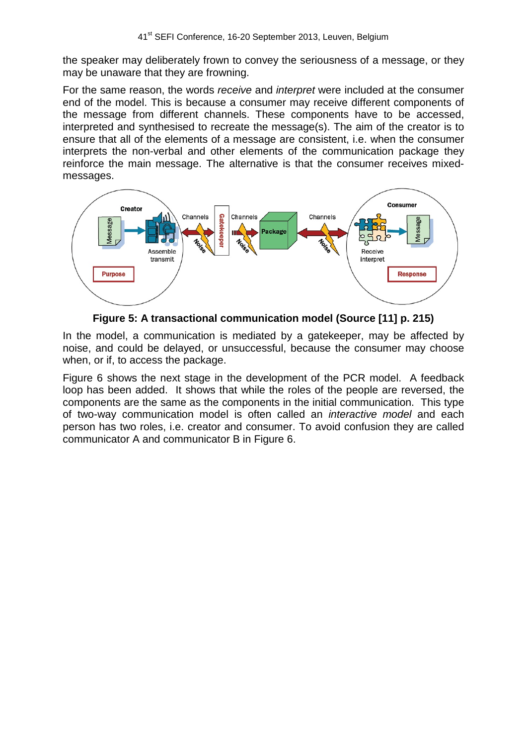the speaker may deliberately frown to convey the seriousness of a message, or they may be unaware that they are frowning.

For the same reason, the words *receive* and *interpret* were included at the consumer end of the model. This is because a consumer may receive different components of the message from different channels. These components have to be accessed, interpreted and synthesised to recreate the message(s). The aim of the creator is to ensure that all of the elements of a message are consistent, i.e. when the consumer interprets the non-verbal and other elements of the communication package they reinforce the main message. The alternative is that the consumer receives mixed-messages.

**Figure 5: A transactional communication model (Source [11] p. 215)**

In the model, a communication is mediated by a gatekeeper, may be affected by noise, and could be delayed, or unsuccessful, because the consumer may choose when, or if, to access the package.

Figure 6 shows the next stage in the development of the PCR model. A feedback loop has been added. It shows that while the roles of the people are reversed, the components are the same as the components in the initial communication. This type of two-way communication model is often called an *interactive model* and each person has two roles, i.e. creator and consumer. To avoid confusion they are called communicator A and communicator B in Figure 6.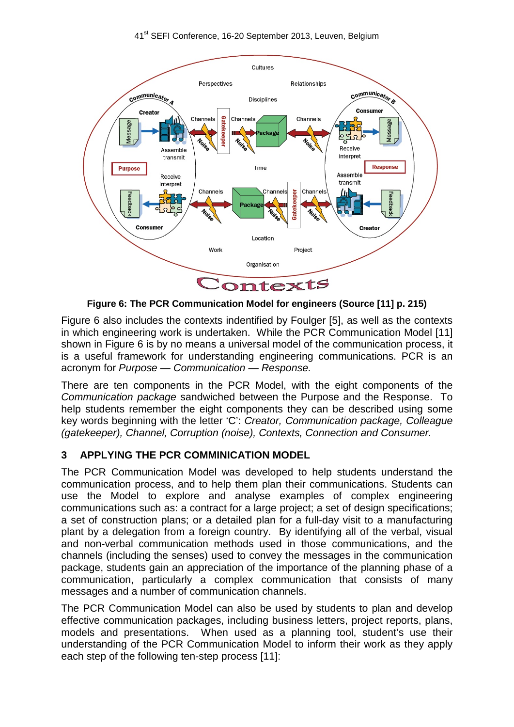**Figure 6: The PCR Communication Model for engineers (Source [11] p. 215)**

Figure 6 also includes the contexts indentified by Foulger [5], as well as the contexts in which engineering work is undertaken. While the PCR Communication Model [11] shown in Figure 6 is by no means a universal model of the communication process, it is a useful framework for understanding engineering communications. PCR is an acronym for *Purpose — Communication — Response.*

There are ten components in the PCR Model, with the eight components of the *Communication package* sandwiched between the Purpose and the Response. To help students remember the eight components they can be described using some key words beginning with the letter 'C': *Creator, Communication package, Colleague (gatekeeper), Channel, Corruption (noise), Contexts, Connection and Consumer.*

## 3 APPLYING THE PCR COMMINICATION MODEL

The PCR Communication Model was developed to help students understand the communication process, and to help them plan their communications. Students can use the Model to explore and analyse examples of complex engineering communications such as: a contract for a large project; a set of design specifications; a set of construction plans; or a detailed plan for a full-day visit to a manufacturing plant by a delegation from a foreign country. By identifying all of the verbal, visual and non-verbal communication methods used in those communications, and the channels (including the senses) used to convey the messages in the communication package, students gain an appreciation of the importance of the planning phase of a communication, particularly a complex communication that consists of many messages and a number of communication channels.

The PCR Communication Model can also be used by students to plan and develop effective communication packages, including business letters, project reports, plans, models and presentations. When used as a planning tool, student's use their understanding of the PCR Communication Model to inform their work as they apply each step of the following ten-step process [11]: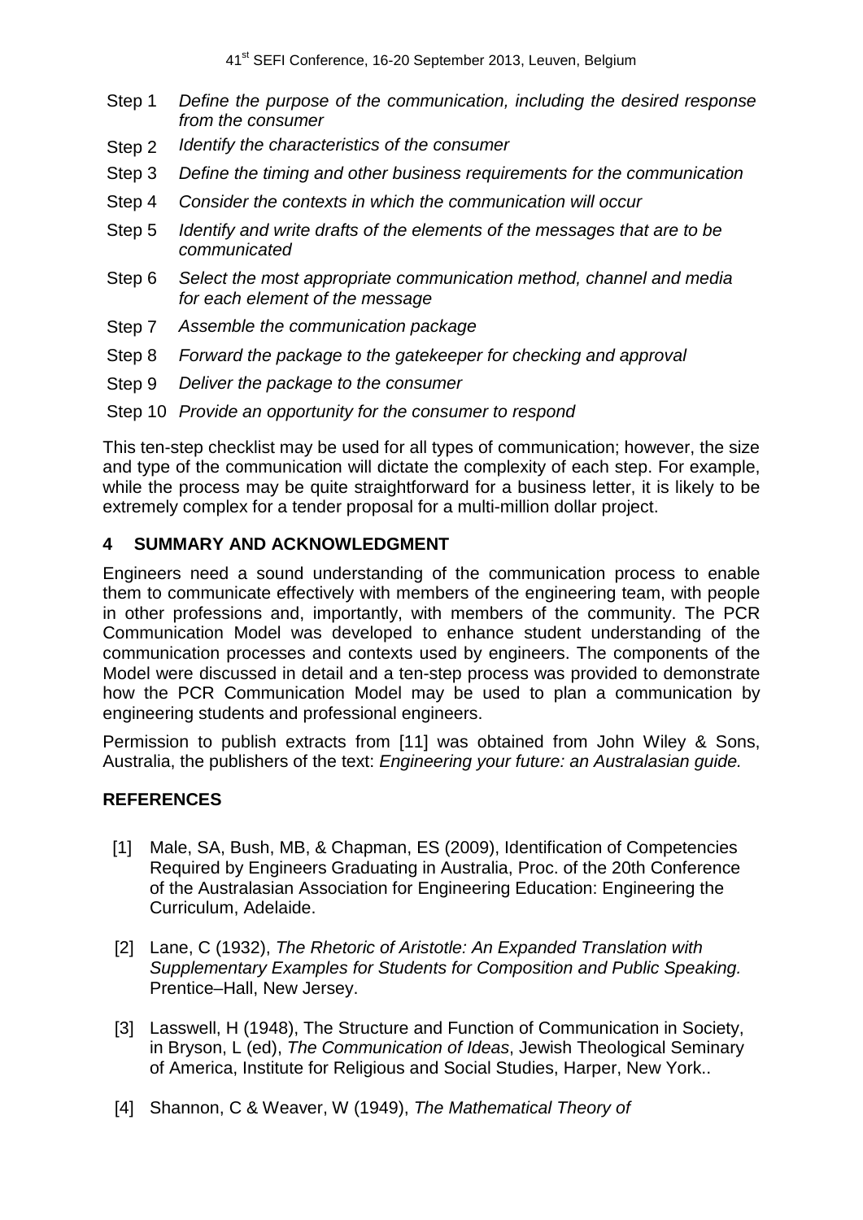Step 1 *Define the purpose of the communication, including the desired response from the consumer*

Step 2 *Identify the characteristics of the consumer*

Step 3 *Define the timing and other business requirements for the communication*

Step 4 *Consider the contexts in which the communication will occur*

Step 5 *Identify and write drafts of the elements of the messages that are to be communicated*

Step 6 *Select the most appropriate communication method, channel and media for each element of the message*

Step 7 *Assemble the communication package*

Step 8 *Forward the package to the gatekeeper for checking and approval*

Step 9 *Deliver the package to the consumer*

Step 10 *Provide an opportunity for the consumer to respond*

This ten-step checklist may be used for all types of communication; however, the size and type of the communication will dictate the complexity of each step. For example, while the process may be quite straightforward for a business letter, it is likely to be extremely complex for a tender proposal for a multi-million dollar project.

## 4 SUMMARY AND ACKNOWLEDGMENT

Engineers need a sound understanding of the communication process to enable them to communicate effectively with members of the engineering team, with people in other professions and, importantly, with members of the community. The PCR Communication Model was developed to enhance student understanding of the communication processes and contexts used by engineers. The components of the Model were discussed in detail and a ten-step process was provided to demonstrate how the PCR Communication Model may be used to plan a communication by engineering students and professional engineers.

Permission to publish extracts from [11] was obtained from John Wiley & Sons, Australia, the publishers of the text: *Engineering your future: an Australasian guide.*

## REFERENCES

[1] Male, SA, Bush, MB, & Chapman, ES (2009), Identification of Competencies Required by Engineers Graduating in Australia, Proc. of the 20th Conference of the Australasian Association for Engineering Education: Engineering the Curriculum, Adelaide.

[2] Lane, C (1932), *The Rhetoric of Aristotle: An Expanded Translation with Supplementary Examples for Students for Composition and Public Speaking.* Prentice–Hall, New Jersey.

[3] Lasswell, H (1948), The Structure and Function of Communication in Society, in Bryson, L (ed), *The Communication of Ideas*, Jewish Theological Seminary of America, Institute for Religious and Social Studies, Harper, New York..

[4] Shannon, C & Weaver, W (1949), *The Mathematical Theory of*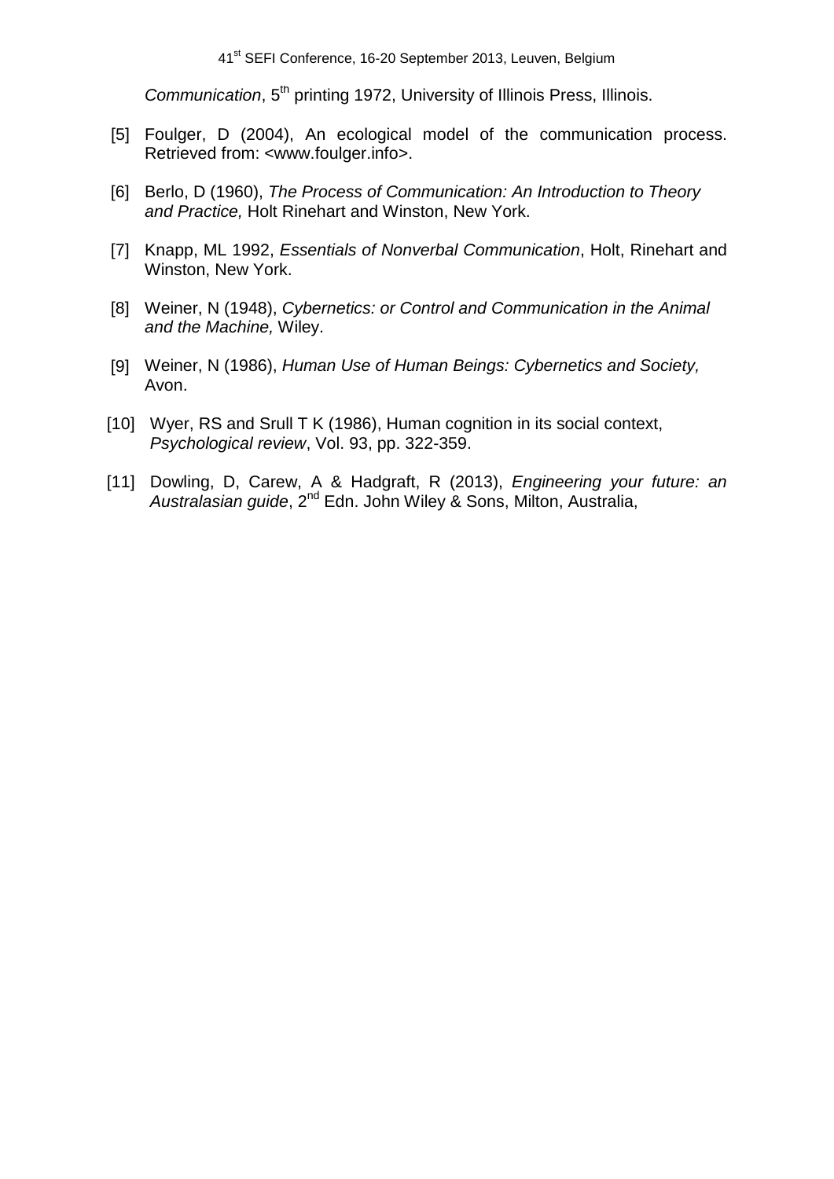*Communication*, 5th printing 1972, University of Illinois Press, Illinois.

[5] Foulger, D (2004), An ecological model of the communication process. Retrieved from: <www.foulger.info>.

[6] Berlo, D (1960), *The Process of Communication: An Introduction to Theory and Practice,* Holt Rinehart and Winston, New York.

[7] Knapp, ML 1992, *Essentials of Nonverbal Communication*, Holt, Rinehart and Winston, New York.

[8] Weiner, N (1948), *Cybernetics: or Control and Communication in the Animal and the Machine,* Wiley.

[9] Weiner, N (1986), *Human Use of Human Beings: Cybernetics and Society,* Avon.

[10] Wyer, RS and Srull T K (1986), Human cognition in its social context, *Psychological review*, Vol. 93, pp. 322-359.

[11] Dowling, D, Carew, A & Hadgraft, R (2013), *Engineering your future: an Australasian guide*, 2nd Edn. John Wiley & Sons, Milton, Australia,